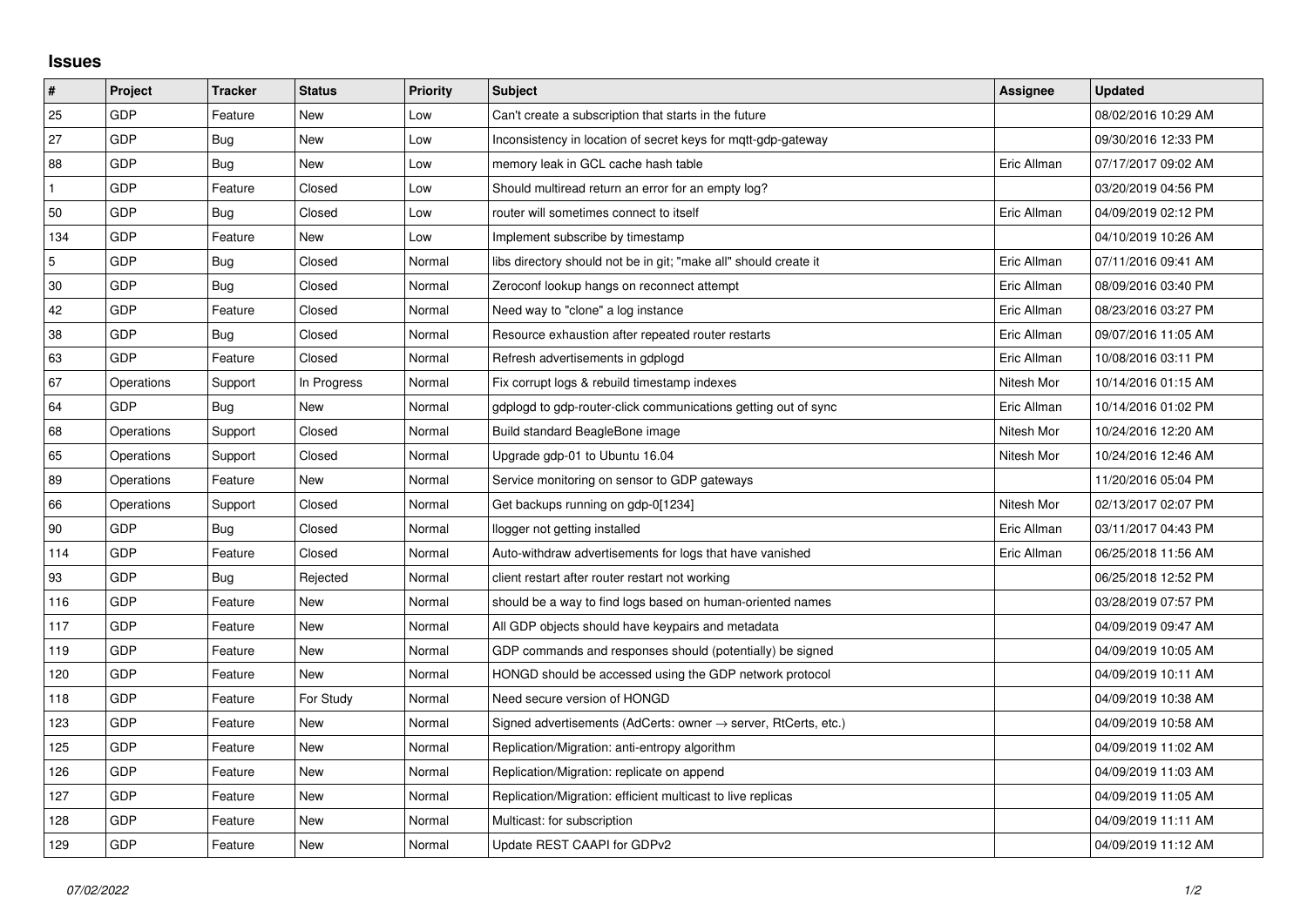## Issues

| # | Project | Tracker | Status | Priority | Subject | Assignee | Updated |
|---|---|---|---|---|---|---|---|
| 25 | GDP | Feature | New | Low | Can't create a subscription that starts in the future | | 08/02/2016 10:29 AM |
| 27 | GDP | Bug | New | Low | Inconsistency in location of secret keys for mqtt-gdp-gateway | | 09/30/2016 12:33 PM |
| 88 | GDP | Bug | New | Low | memory leak in GCL cache hash table | Eric Allman | 07/17/2017 09:02 AM |
| 1 | GDP | Feature | Closed | Low | Should multiread return an error for an empty log? | | 03/20/2019 04:56 PM |
| 50 | GDP | Bug | Closed | Low | router will sometimes connect to itself | Eric Allman | 04/09/2019 02:12 PM |
| 134 | GDP | Feature | New | Low | Implement subscribe by timestamp | | 04/10/2019 10:26 AM |
| 5 | GDP | Bug | Closed | Normal | libs directory should not be in git; "make all" should create it | Eric Allman | 07/11/2016 09:41 AM |
| 30 | GDP | Bug | Closed | Normal | Zeroconf lookup hangs on reconnect attempt | Eric Allman | 08/09/2016 03:40 PM |
| 42 | GDP | Feature | Closed | Normal | Need way to "clone" a log instance | Eric Allman | 08/23/2016 03:27 PM |
| 38 | GDP | Bug | Closed | Normal | Resource exhaustion after repeated router restarts | Eric Allman | 09/07/2016 11:05 AM |
| 63 | GDP | Feature | Closed | Normal | Refresh advertisements in gdplogd | Eric Allman | 10/08/2016 03:11 PM |
| 67 | Operations | Support | In Progress | Normal | Fix corrupt logs & rebuild timestamp indexes | Nitesh Mor | 10/14/2016 01:15 AM |
| 64 | GDP | Bug | New | Normal | gdplogd to gdp-router-click communications getting out of sync | Eric Allman | 10/14/2016 01:02 PM |
| 68 | Operations | Support | Closed | Normal | Build standard BeagleBone image | Nitesh Mor | 10/24/2016 12:20 AM |
| 65 | Operations | Support | Closed | Normal | Upgrade gdp-01 to Ubuntu 16.04 | Nitesh Mor | 10/24/2016 12:46 AM |
| 89 | Operations | Feature | New | Normal | Service monitoring on sensor to GDP gateways | | 11/20/2016 05:04 PM |
| 66 | Operations | Support | Closed | Normal | Get backups running on gdp-0[1234] | Nitesh Mor | 02/13/2017 02:07 PM |
| 90 | GDP | Bug | Closed | Normal | llogger not getting installed | Eric Allman | 03/11/2017 04:43 PM |
| 114 | GDP | Feature | Closed | Normal | Auto-withdraw advertisements for logs that have vanished | Eric Allman | 06/25/2018 11:56 AM |
| 93 | GDP | Bug | Rejected | Normal | client restart after router restart not working | | 06/25/2018 12:52 PM |
| 116 | GDP | Feature | New | Normal | should be a way to find logs based on human-oriented names | | 03/28/2019 07:57 PM |
| 117 | GDP | Feature | New | Normal | All GDP objects should have keypairs and metadata | | 04/09/2019 09:47 AM |
| 119 | GDP | Feature | New | Normal | GDP commands and responses should (potentially) be signed | | 04/09/2019 10:05 AM |
| 120 | GDP | Feature | New | Normal | HONGD should be accessed using the GDP network protocol | | 04/09/2019 10:11 AM |
| 118 | GDP | Feature | For Study | Normal | Need secure version of HONGD | | 04/09/2019 10:38 AM |
| 123 | GDP | Feature | New | Normal | Signed advertisements (AdCerts: owner → server, RtCerts, etc.) | | 04/09/2019 10:58 AM |
| 125 | GDP | Feature | New | Normal | Replication/Migration: anti-entropy algorithm | | 04/09/2019 11:02 AM |
| 126 | GDP | Feature | New | Normal | Replication/Migration: replicate on append | | 04/09/2019 11:03 AM |
| 127 | GDP | Feature | New | Normal | Replication/Migration: efficient multicast to live replicas | | 04/09/2019 11:05 AM |
| 128 | GDP | Feature | New | Normal | Multicast: for subscription | | 04/09/2019 11:11 AM |
| 129 | GDP | Feature | New | Normal | Update REST CAAPI for GDPv2 | | 04/09/2019 11:12 AM |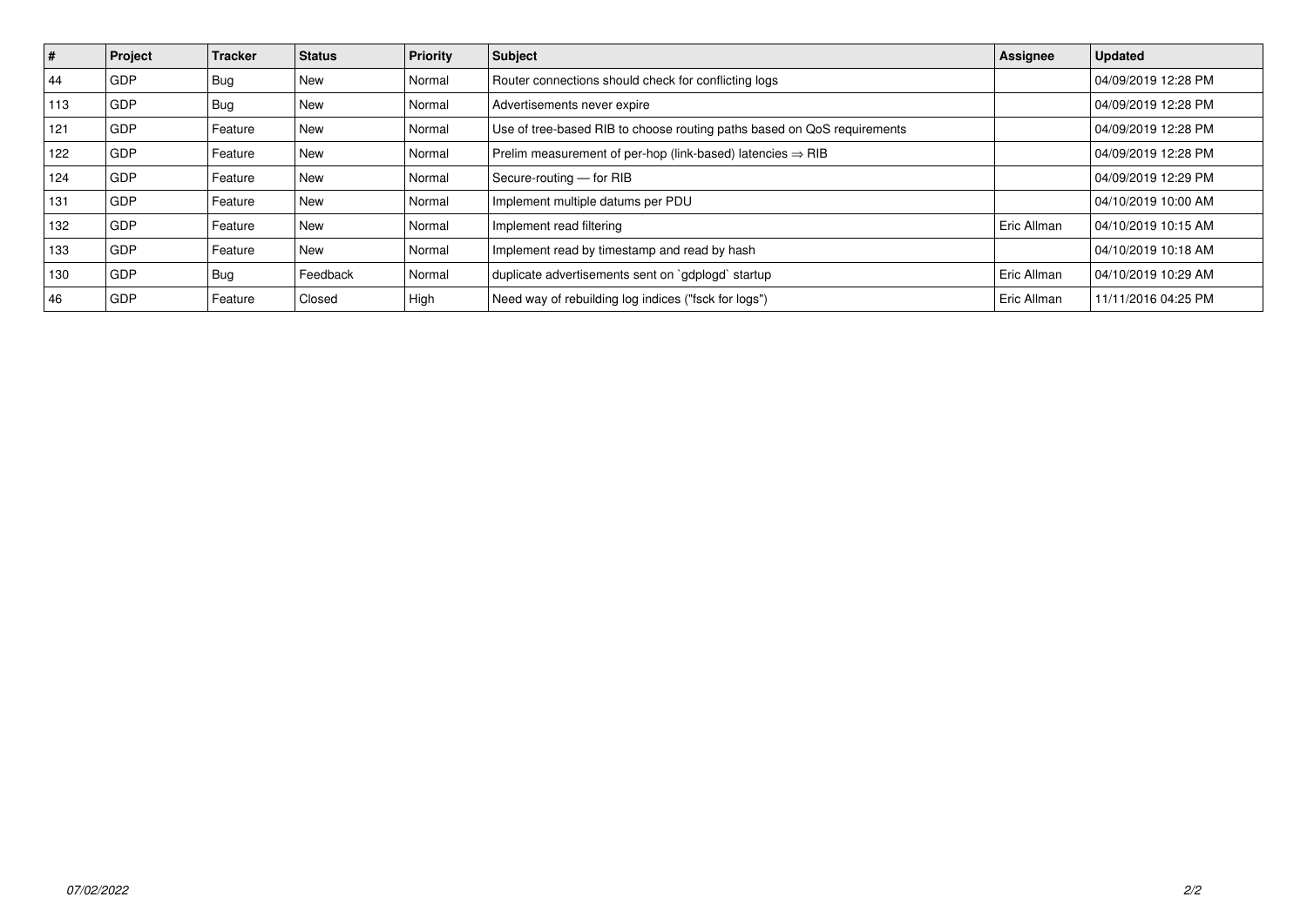| # | Project | Tracker | Status | Priority | Subject | Assignee | Updated |
|---|---|---|---|---|---|---|---|
| 44 | GDP | Bug | New | Normal | Router connections should check for conflicting logs | | 04/09/2019 12:28 PM |
| 113 | GDP | Bug | New | Normal | Advertisements never expire | | 04/09/2019 12:28 PM |
| 121 | GDP | Feature | New | Normal | Use of tree-based RIB to choose routing paths based on QoS requirements | | 04/09/2019 12:28 PM |
| 122 | GDP | Feature | New | Normal | Prelim measurement of per-hop (link-based) latencies ⇒ RIB | | 04/09/2019 12:28 PM |
| 124 | GDP | Feature | New | Normal | Secure-routing — for RIB | | 04/09/2019 12:29 PM |
| 131 | GDP | Feature | New | Normal | Implement multiple datums per PDU | | 04/10/2019 10:00 AM |
| 132 | GDP | Feature | New | Normal | Implement read filtering | Eric Allman | 04/10/2019 10:15 AM |
| 133 | GDP | Feature | New | Normal | Implement read by timestamp and read by hash | | 04/10/2019 10:18 AM |
| 130 | GDP | Bug | Feedback | Normal | duplicate advertisements sent on `gdplogd` startup | Eric Allman | 04/10/2019 10:29 AM |
| 46 | GDP | Feature | Closed | High | Need way of rebuilding log indices ("fsck for logs") | Eric Allman | 11/11/2016 04:25 PM |